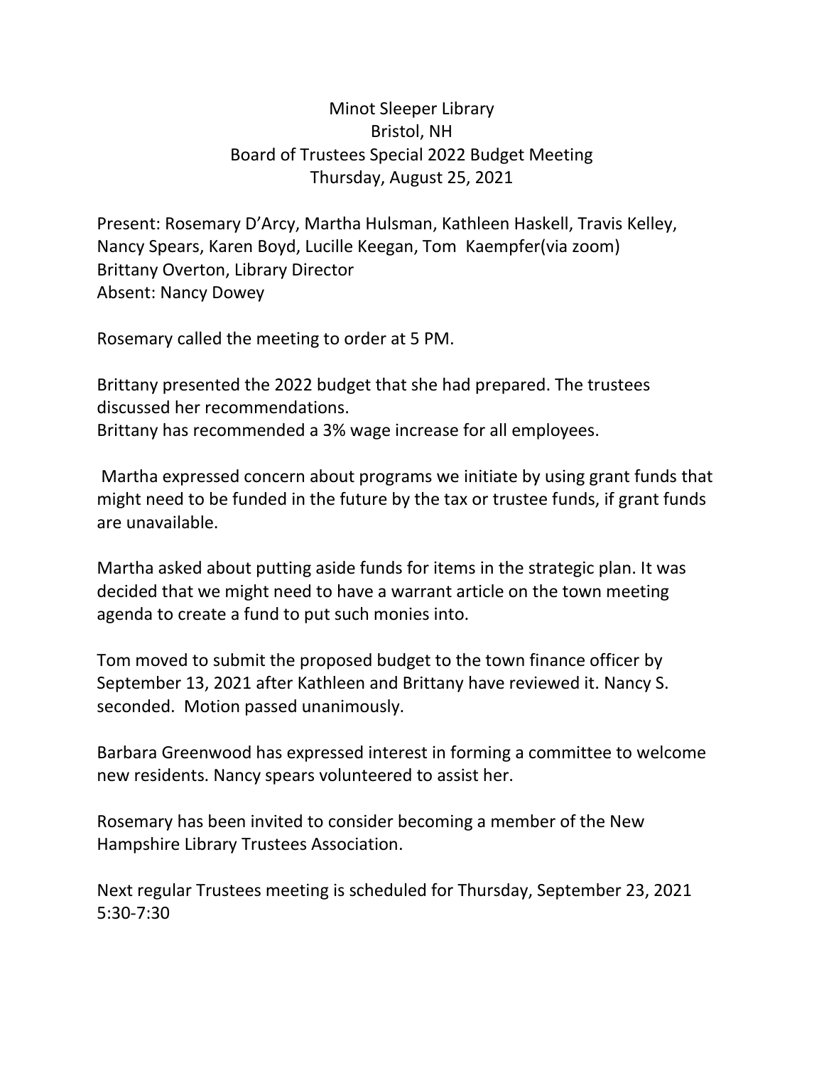# Minot Sleeper Library
## Bristol, NH
## Board of Trustees Special 2022 Budget Meeting
## Thursday, August 25, 2021

Present: Rosemary D'Arcy, Martha Hulsman, Kathleen Haskell, Travis Kelley, Nancy Spears, Karen Boyd, Lucille Keegan, Tom Kaempfer(via zoom)
Brittany Overton, Library Director
Absent: Nancy Dowey

Rosemary called the meeting to order at 5 PM.

Brittany presented the 2022 budget that she had prepared. The trustees discussed her recommendations.
Brittany has recommended a 3% wage increase for all employees.

Martha expressed concern about programs we initiate by using grant funds that might need to be funded in the future by the tax or trustee funds, if grant funds are unavailable.

Martha asked about putting aside funds for items in the strategic plan. It was decided that we might need to have a warrant article on the town meeting agenda to create a fund to put such monies into.

Tom moved to submit the proposed budget to the town finance officer by September 13, 2021 after Kathleen and Brittany have reviewed it. Nancy S. seconded. Motion passed unanimously.

Barbara Greenwood has expressed interest in forming a committee to welcome new residents. Nancy spears volunteered to assist her.

Rosemary has been invited to consider becoming a member of the New Hampshire Library Trustees Association.

Next regular Trustees meeting is scheduled for Thursday, September 23, 2021 5:30-7:30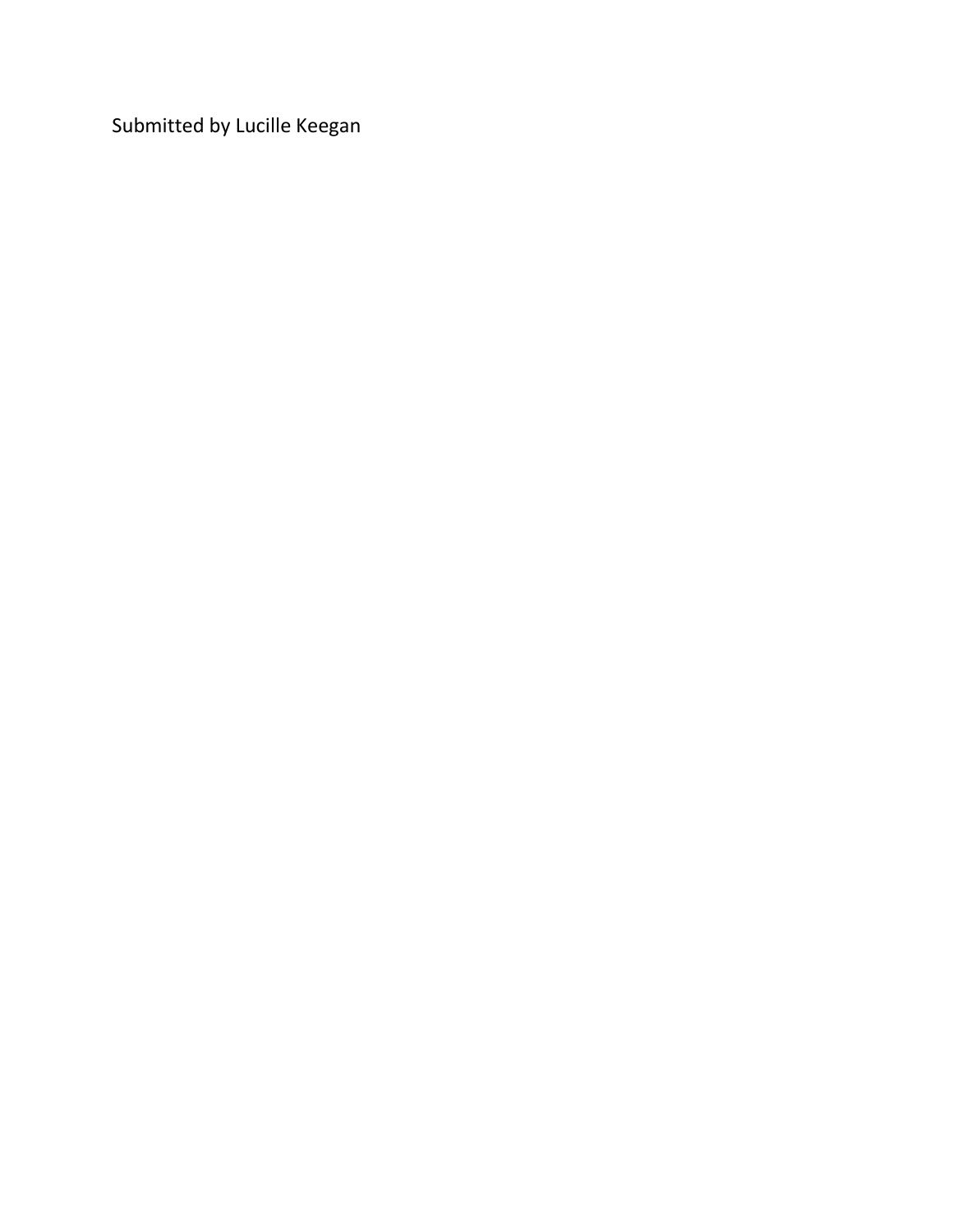Submitted by Lucille Keegan